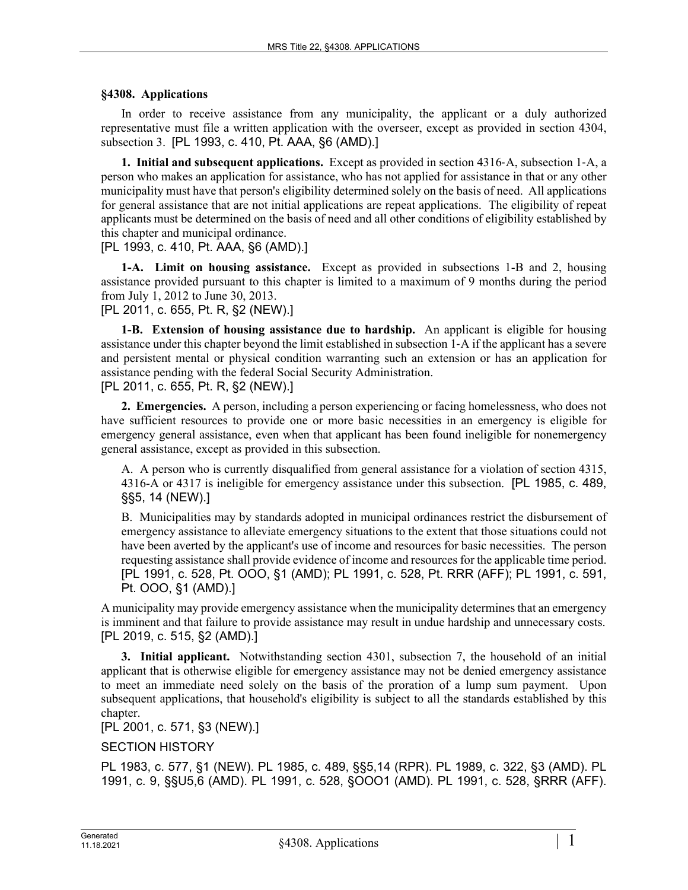## §4308. Applications

In order to receive assistance from any municipality, the applicant or a duly authorized representative must file a written application with the overseer, except as provided in section 4304, subsection 3. [PL 1993, c. 410, Pt. AAA, §6 (AMD).]

**1. Initial and subsequent applications.** Except as provided in section 4316-A, subsection 1-A, a person who makes an application for assistance, who has not applied for assistance in that or any other municipality must have that person's eligibility determined solely on the basis of need. All applications for general assistance that are not initial applications are repeat applications. The eligibility of repeat applicants must be determined on the basis of need and all other conditions of eligibility established by this chapter and municipal ordinance.
[PL 1993, c. 410, Pt. AAA, §6 (AMD).]

**1-A. Limit on housing assistance.** Except as provided in subsections 1-B and 2, housing assistance provided pursuant to this chapter is limited to a maximum of 9 months during the period from July 1, 2012 to June 30, 2013.
[PL 2011, c. 655, Pt. R, §2 (NEW).]

**1-B. Extension of housing assistance due to hardship.** An applicant is eligible for housing assistance under this chapter beyond the limit established in subsection 1-A if the applicant has a severe and persistent mental or physical condition warranting such an extension or has an application for assistance pending with the federal Social Security Administration.
[PL 2011, c. 655, Pt. R, §2 (NEW).]

**2. Emergencies.** A person, including a person experiencing or facing homelessness, who does not have sufficient resources to provide one or more basic necessities in an emergency is eligible for emergency general assistance, even when that applicant has been found ineligible for nonemergency general assistance, except as provided in this subsection.

A. A person who is currently disqualified from general assistance for a violation of section 4315, 4316-A or 4317 is ineligible for emergency assistance under this subsection. [PL 1985, c. 489, §§5, 14 (NEW).]

B. Municipalities may by standards adopted in municipal ordinances restrict the disbursement of emergency assistance to alleviate emergency situations to the extent that those situations could not have been averted by the applicant's use of income and resources for basic necessities. The person requesting assistance shall provide evidence of income and resources for the applicable time period. [PL 1991, c. 528, Pt. OOO, §1 (AMD); PL 1991, c. 528, Pt. RRR (AFF); PL 1991, c. 591, Pt. OOO, §1 (AMD).]

A municipality may provide emergency assistance when the municipality determines that an emergency is imminent and that failure to provide assistance may result in undue hardship and unnecessary costs.
[PL 2019, c. 515, §2 (AMD).]

**3. Initial applicant.** Notwithstanding section 4301, subsection 7, the household of an initial applicant that is otherwise eligible for emergency assistance may not be denied emergency assistance to meet an immediate need solely on the basis of the proration of a lump sum payment. Upon subsequent applications, that household's eligibility is subject to all the standards established by this chapter.
[PL 2001, c. 571, §3 (NEW).]

SECTION HISTORY

PL 1983, c. 577, §1 (NEW). PL 1985, c. 489, §§5,14 (RPR). PL 1989, c. 322, §3 (AMD). PL 1991, c. 9, §§U5,6 (AMD). PL 1991, c. 528, §OOO1 (AMD). PL 1991, c. 528, §RRR (AFF).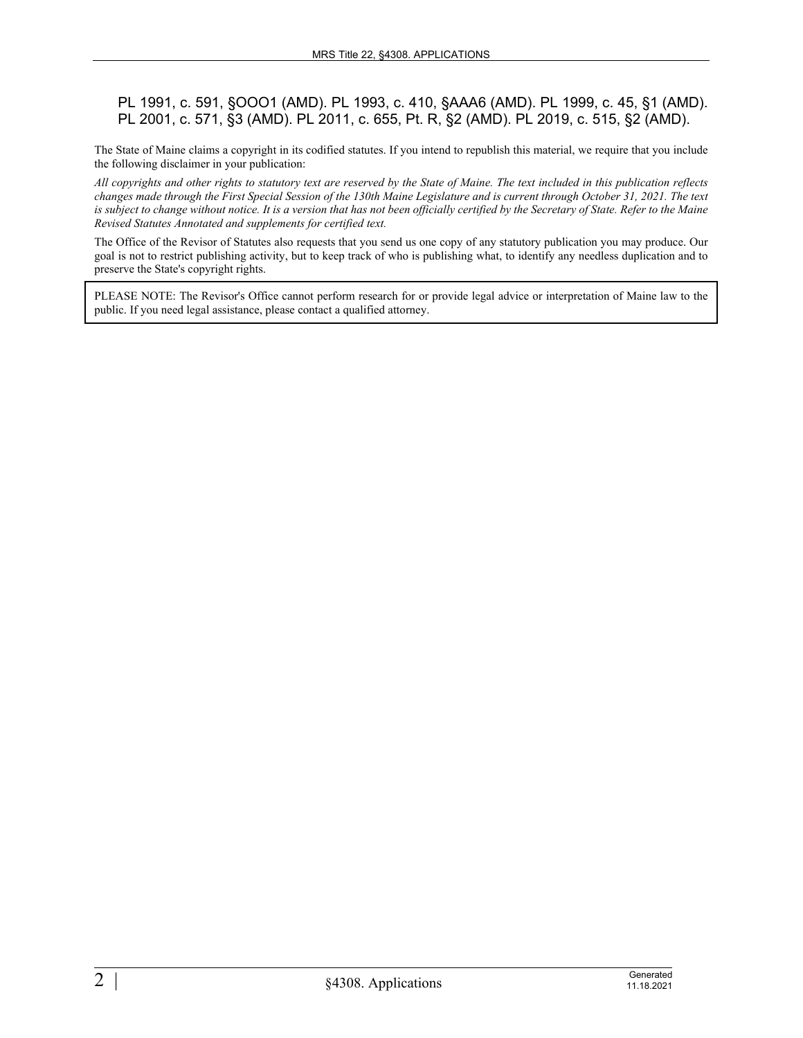PL 1991, c. 591, §OOO1 (AMD). PL 1993, c. 410, §AAA6 (AMD). PL 1999, c. 45, §1 (AMD). PL 2001, c. 571, §3 (AMD). PL 2011, c. 655, Pt. R, §2 (AMD). PL 2019, c. 515, §2 (AMD).

The State of Maine claims a copyright in its codified statutes. If you intend to republish this material, we require that you include the following disclaimer in your publication:

*All copyrights and other rights to statutory text are reserved by the State of Maine. The text included in this publication reflects changes made through the First Special Session of the 130th Maine Legislature and is current through October 31, 2021. The text is subject to change without notice. It is a version that has not been officially certified by the Secretary of State. Refer to the Maine Revised Statutes Annotated and supplements for certified text.*

The Office of the Revisor of Statutes also requests that you send us one copy of any statutory publication you may produce. Our goal is not to restrict publishing activity, but to keep track of who is publishing what, to identify any needless duplication and to preserve the State's copyright rights.

PLEASE NOTE: The Revisor's Office cannot perform research for or provide legal advice or interpretation of Maine law to the public. If you need legal assistance, please contact a qualified attorney.